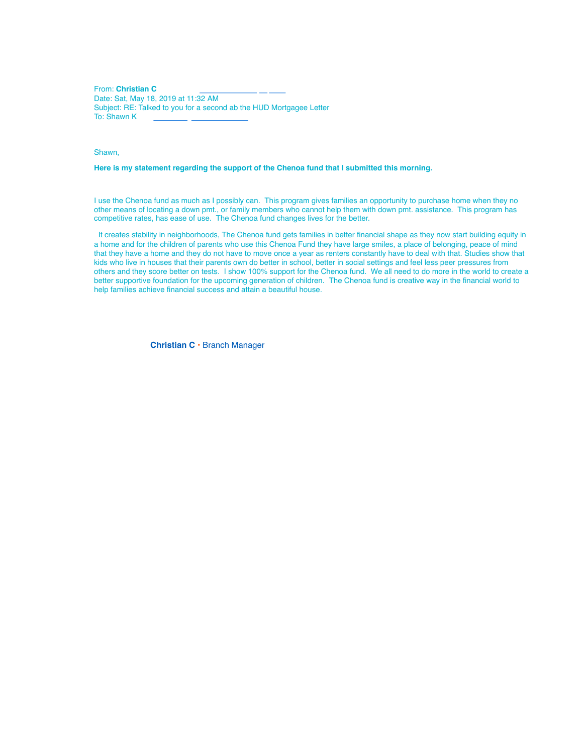From: **Christian C**
Date: Sat, May 18, 2019 at 11:32 AM
Subject: RE: Talked to you for a second ab the HUD Mortgagee Letter
To: Shawn K

Shawn,

**Here is my statement regarding the support of the Chenoa fund that I submitted this morning.**

I use the Chenoa fund as much as I possibly can. This program gives families an opportunity to purchase home when they no other means of locating a down pmt., or family members who cannot help them with down pmt. assistance. This program has competitive rates, has ease of use. The Chenoa fund changes lives for the better.

It creates stability in neighborhoods, The Chenoa fund gets families in better financial shape as they now start building equity in a home and for the children of parents who use this Chenoa Fund they have large smiles, a place of belonging, peace of mind that they have a home and they do not have to move once a year as renters constantly have to deal with that. Studies show that kids who live in houses that their parents own do better in school, better in social settings and feel less peer pressures from others and they score better on tests. I show 100% support for the Chenoa fund. We all need to do more in the world to create a better supportive foundation for the upcoming generation of children. The Chenoa fund is creative way in the financial world to help families achieve financial success and attain a beautiful house.

**Christian C** • Branch Manager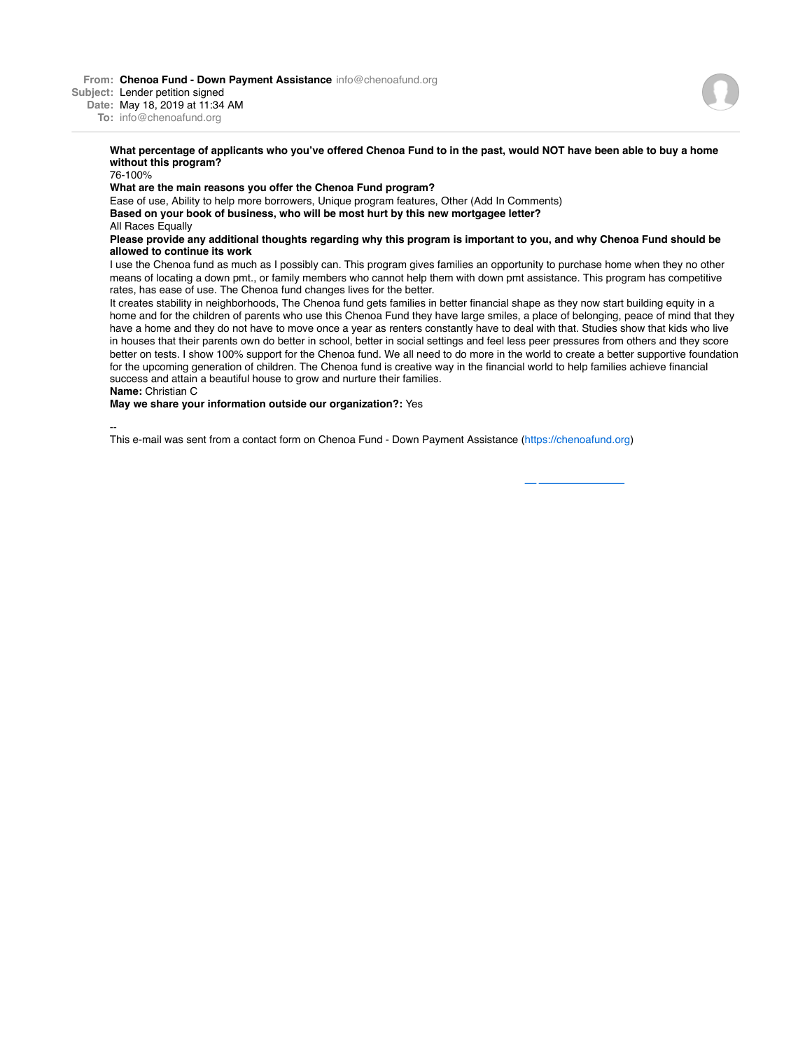**From:** Chenoa Fund - Down Payment Assistance info@chenoafund.org
**Subject:** Lender petition signed
**Date:** May 18, 2019 at 11:34 AM
**To:** info@chenoafund.org

**What percentage of applicants who you've offered Chenoa Fund to in the past, would NOT have been able to buy a home without this program?**
76-100%
**What are the main reasons you offer the Chenoa Fund program?**
Ease of use, Ability to help more borrowers, Unique program features, Other (Add In Comments)
**Based on your book of business, who will be most hurt by this new mortgagee letter?**
All Races Equally
**Please provide any additional thoughts regarding why this program is important to you, and why Chenoa Fund should be allowed to continue its work**
I use the Chenoa fund as much as I possibly can. This program gives families an opportunity to purchase home when they no other means of locating a down pmt., or family members who cannot help them with down pmt assistance. This program has competitive rates, has ease of use. The Chenoa fund changes lives for the better.
It creates stability in neighborhoods, The Chenoa fund gets families in better financial shape as they now start building equity in a home and for the children of parents who use this Chenoa Fund they have large smiles, a place of belonging, peace of mind that they have a home and they do not have to move once a year as renters constantly have to deal with that. Studies show that kids who live in houses that their parents own do better in school, better in social settings and feel less peer pressures from others and they score better on tests. I show 100% support for the Chenoa fund. We all need to do more in the world to create a better supportive foundation for the upcoming generation of children. The Chenoa fund is creative way in the financial world to help families achieve financial success and attain a beautiful house to grow and nurture their families.
**Name:** Christian C
**May we share your information outside our organization?:** Yes

--
This e-mail was sent from a contact form on Chenoa Fund - Down Payment Assistance (https://chenoafund.org)